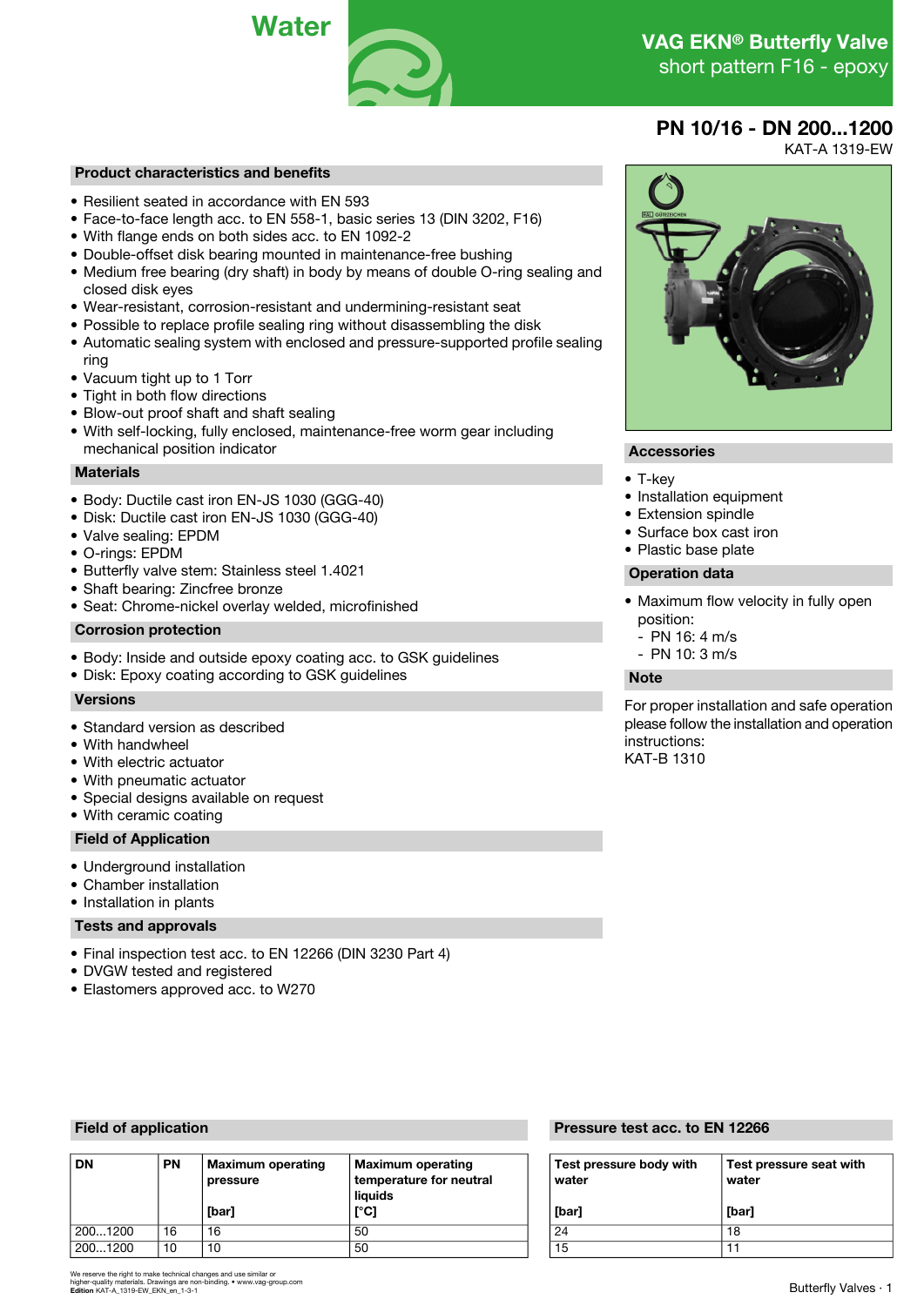Water

# VAG EKN® Butterfly Valve
short pattern F16 - epoxy

**PN 10/16 - DN 200...1200**
KAT-A 1319-EW

## Product characteristics and benefits

- Resilient seated in accordance with EN 593
- Face-to-face length acc. to EN 558-1, basic series 13 (DIN 3202, F16)
- With flange ends on both sides acc. to EN 1092-2
- Double-offset disk bearing mounted in maintenance-free bushing
- Medium free bearing (dry shaft) in body by means of double O-ring sealing and closed disk eyes
- Wear-resistant, corrosion-resistant and undermining-resistant seat
- Possible to replace profile sealing ring without disassembling the disk
- Automatic sealing system with enclosed and pressure-supported profile sealing ring
- Vacuum tight up to 1 Torr
- Tight in both flow directions
- Blow-out proof shaft and shaft sealing
- With self-locking, fully enclosed, maintenance-free worm gear including mechanical position indicator

## Materials

- Body: Ductile cast iron EN-JS 1030 (GGG-40)
- Disk: Ductile cast iron EN-JS 1030 (GGG-40)
- Valve sealing: EPDM
- O-rings: EPDM
- Butterfly valve stem: Stainless steel 1.4021
- Shaft bearing: Zincfree bronze
- Seat: Chrome-nickel overlay welded, microfinished

## Corrosion protection

- Body: Inside and outside epoxy coating acc. to GSK guidelines
- Disk: Epoxy coating according to GSK guidelines

## Versions

- Standard version as described
- With handwheel
- With electric actuator
- With pneumatic actuator
- Special designs available on request
- With ceramic coating

## Field of Application

- Underground installation
- Chamber installation
- Installation in plants

## Tests and approvals

- Final inspection test acc. to EN 12266 (DIN 3230 Part 4)
- DVGW tested and registered
- Elastomers approved acc. to W270

## Accessories

- T-key
- Installation equipment
- Extension spindle
- Surface box cast iron
- Plastic base plate

## Operation data

- Maximum flow velocity in fully open position:
  - PN 16: 4 m/s
  - PN 10: 3 m/s

## Note

For proper installation and safe operation please follow the installation and operation instructions:
KAT-B 1310

## Field of application

| DN | PN | Maximum operating pressure [bar] | Maximum operating temperature for neutral liquids [°C] |
|---|---|---|---|
| 200...1200 | 16 | 16 | 50 |
| 200...1200 | 10 | 10 | 50 |

## Pressure test acc. to EN 12266

| Test pressure body with water [bar] | Test pressure seat with water [bar] |
|---|---|
| 24 | 18 |
| 15 | 11 |

We reserve the right to make technical changes and use similar or higher-quality materials. Drawings are non-binding. • www.vag-group.com
**Edition** KAT-A_1319-EW_EKN_en_1-3-1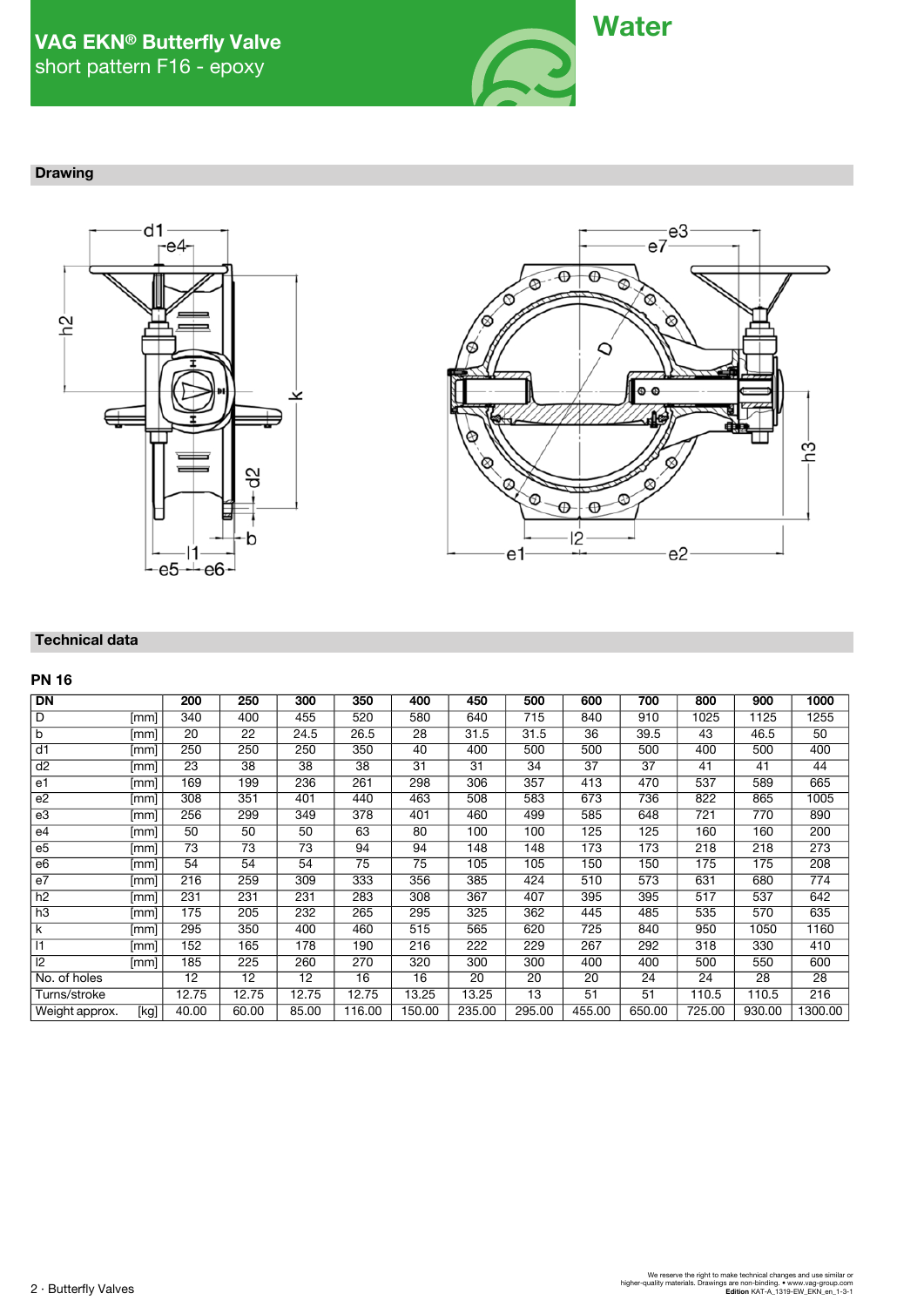# VAG EKN® Butterfly Valve

short pattern F16 - epoxy

**Water**

## Drawing

## Technical data

### PN 16

| DN | | 200 | 250 | 300 | 350 | 400 | 450 | 500 | 600 | 700 | 800 | 900 | 1000 |
|---|---|---|---|---|---|---|---|---|---|---|---|---|---|
| D | [mm] | 340 | 400 | 455 | 520 | 580 | 640 | 715 | 840 | 910 | 1025 | 1125 | 1255 |
| b | [mm] | 20 | 22 | 24.5 | 26.5 | 28 | 31.5 | 31.5 | 36 | 39.5 | 43 | 46.5 | 50 |
| d1 | [mm] | 250 | 250 | 250 | 350 | 40 | 400 | 500 | 500 | 500 | 400 | 500 | 400 |
| d2 | [mm] | 23 | 38 | 38 | 38 | 31 | 31 | 34 | 37 | 37 | 41 | 41 | 44 |
| e1 | [mm] | 169 | 199 | 236 | 261 | 298 | 306 | 357 | 413 | 470 | 537 | 589 | 665 |
| e2 | [mm] | 308 | 351 | 401 | 440 | 463 | 508 | 583 | 673 | 736 | 822 | 865 | 1005 |
| e3 | [mm] | 256 | 299 | 349 | 378 | 401 | 460 | 499 | 585 | 648 | 721 | 770 | 890 |
| e4 | [mm] | 50 | 50 | 50 | 63 | 80 | 100 | 100 | 125 | 125 | 160 | 160 | 200 |
| e5 | [mm] | 73 | 73 | 73 | 94 | 94 | 148 | 148 | 173 | 173 | 218 | 218 | 273 |
| e6 | [mm] | 54 | 54 | 54 | 75 | 75 | 105 | 105 | 150 | 150 | 175 | 175 | 208 |
| e7 | [mm] | 216 | 259 | 309 | 333 | 356 | 385 | 424 | 510 | 573 | 631 | 680 | 774 |
| h2 | [mm] | 231 | 231 | 231 | 283 | 308 | 367 | 407 | 395 | 395 | 517 | 537 | 642 |
| h3 | [mm] | 175 | 205 | 232 | 265 | 295 | 325 | 362 | 445 | 485 | 535 | 570 | 635 |
| k | [mm] | 295 | 350 | 400 | 460 | 515 | 565 | 620 | 725 | 840 | 950 | 1050 | 1160 |
| l1 | [mm] | 152 | 165 | 178 | 190 | 216 | 222 | 229 | 267 | 292 | 318 | 330 | 410 |
| l2 | [mm] | 185 | 225 | 260 | 270 | 320 | 300 | 300 | 400 | 400 | 500 | 550 | 600 |
| No. of holes | | 12 | 12 | 12 | 16 | 16 | 20 | 20 | 20 | 24 | 24 | 28 | 28 |
| Turns/stroke | | 12.75 | 12.75 | 12.75 | 12.75 | 13.25 | 13.25 | 13 | 51 | 51 | 110.5 | 110.5 | 216 |
| Weight approx. | [kg] | 40.00 | 60.00 | 85.00 | 116.00 | 150.00 | 235.00 | 295.00 | 455.00 | 650.00 | 725.00 | 930.00 | 1300.00 |

We reserve the right to make technical changes and use similar or higher-quality materials. Drawings are non-binding. • www.vag-group.com
**Edition** KAT-A_1319-EW_EKN_en_1-3-1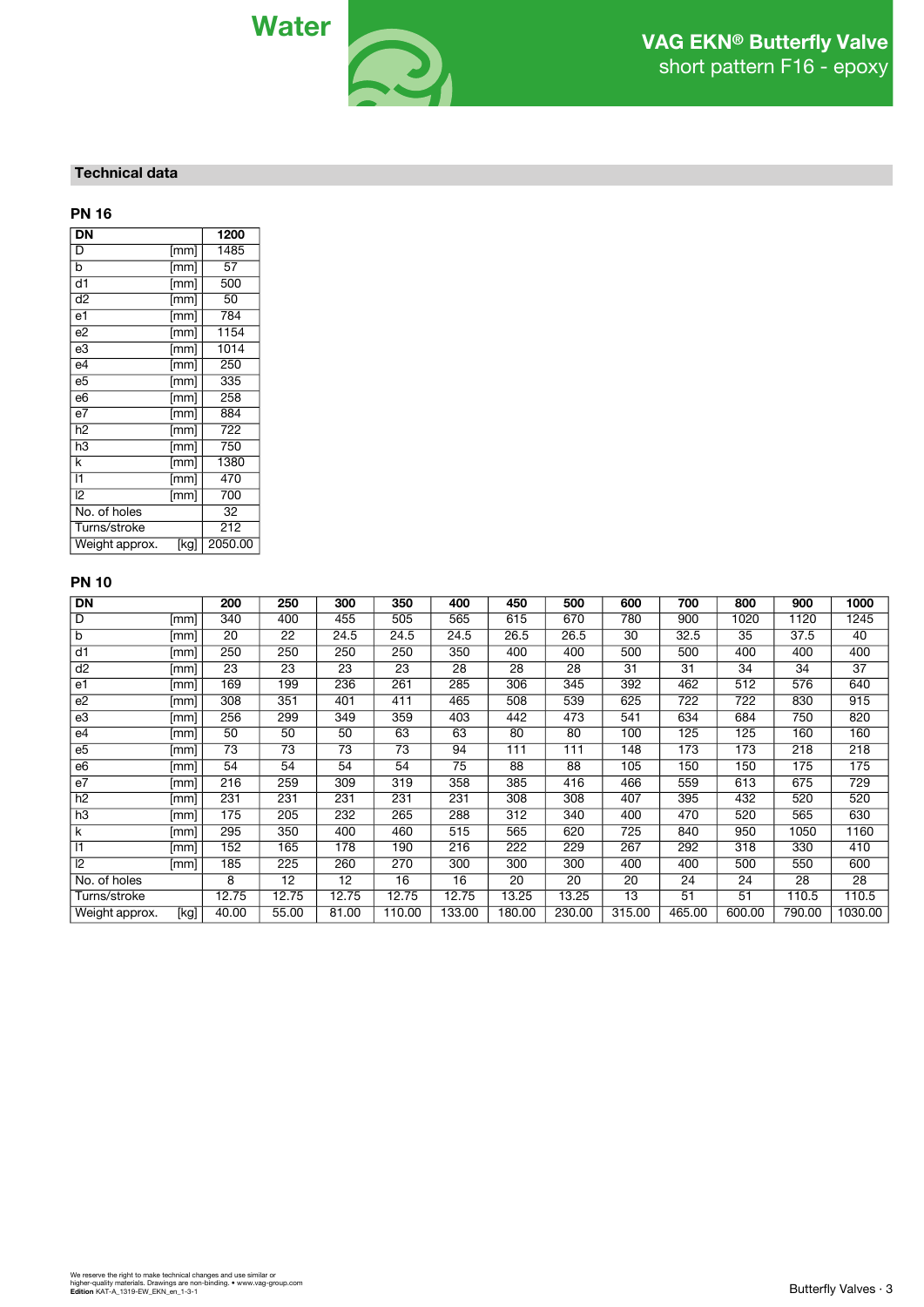## Technical data

### PN 16

| DN | | 1200 |
|---|---|---|
| D | [mm] | 1485 |
| b | [mm] | 57 |
| d1 | [mm] | 500 |
| d2 | [mm] | 50 |
| e1 | [mm] | 784 |
| e2 | [mm] | 1154 |
| e3 | [mm] | 1014 |
| e4 | [mm] | 250 |
| e5 | [mm] | 335 |
| e6 | [mm] | 258 |
| e7 | [mm] | 884 |
| h2 | [mm] | 722 |
| h3 | [mm] | 750 |
| k | [mm] | 1380 |
| l1 | [mm] | 470 |
| l2 | [mm] | 700 |
| No. of holes | | 32 |
| Turns/stroke | | 212 |
| Weight approx. | [kg] | 2050.00 |

### PN 10

| DN | | 200 | 250 | 300 | 350 | 400 | 450 | 500 | 600 | 700 | 800 | 900 | 1000 |
|---|---|---|---|---|---|---|---|---|---|---|---|---|---|
| D | [mm] | 340 | 400 | 455 | 505 | 565 | 615 | 670 | 780 | 900 | 1020 | 1120 | 1245 |
| b | [mm] | 20 | 22 | 24.5 | 24.5 | 24.5 | 26.5 | 26.5 | 30 | 32.5 | 35 | 37.5 | 40 |
| d1 | [mm] | 250 | 250 | 250 | 250 | 350 | 400 | 400 | 500 | 500 | 400 | 400 | 400 |
| d2 | [mm] | 23 | 23 | 23 | 23 | 28 | 28 | 28 | 31 | 31 | 34 | 34 | 37 |
| e1 | [mm] | 169 | 199 | 236 | 261 | 285 | 306 | 345 | 392 | 462 | 512 | 576 | 640 |
| e2 | [mm] | 308 | 351 | 401 | 411 | 465 | 508 | 539 | 625 | 722 | 722 | 830 | 915 |
| e3 | [mm] | 256 | 299 | 349 | 359 | 403 | 442 | 473 | 541 | 634 | 684 | 750 | 820 |
| e4 | [mm] | 50 | 50 | 50 | 63 | 63 | 80 | 80 | 100 | 125 | 125 | 160 | 160 |
| e5 | [mm] | 73 | 73 | 73 | 73 | 94 | 111 | 111 | 148 | 173 | 173 | 218 | 218 |
| e6 | [mm] | 54 | 54 | 54 | 54 | 75 | 88 | 88 | 105 | 150 | 150 | 175 | 175 |
| e7 | [mm] | 216 | 259 | 309 | 319 | 358 | 385 | 416 | 466 | 559 | 613 | 675 | 729 |
| h2 | [mm] | 231 | 231 | 231 | 231 | 231 | 308 | 308 | 407 | 395 | 432 | 520 | 520 |
| h3 | [mm] | 175 | 205 | 232 | 265 | 288 | 312 | 340 | 400 | 470 | 520 | 565 | 630 |
| k | [mm] | 295 | 350 | 400 | 460 | 515 | 565 | 620 | 725 | 840 | 950 | 1050 | 1160 |
| l1 | [mm] | 152 | 165 | 178 | 190 | 216 | 222 | 229 | 267 | 292 | 318 | 330 | 410 |
| l2 | [mm] | 185 | 225 | 260 | 270 | 300 | 300 | 300 | 400 | 400 | 500 | 550 | 600 |
| No. of holes | | 8 | 12 | 12 | 16 | 16 | 20 | 20 | 20 | 24 | 24 | 28 | 28 |
| Turns/stroke | | 12.75 | 12.75 | 12.75 | 12.75 | 12.75 | 13.25 | 13.25 | 13 | 51 | 51 | 110.5 | 110.5 |
| Weight approx. | [kg] | 40.00 | 55.00 | 81.00 | 110.00 | 133.00 | 180.00 | 230.00 | 315.00 | 465.00 | 600.00 | 790.00 | 1030.00 |

We reserve the right to make technical changes and use similar or higher-quality materials. Drawings are non-binding. • www.vag-group.com
**Edition** KAT-A_1319-EW_EKN_en_1-3-1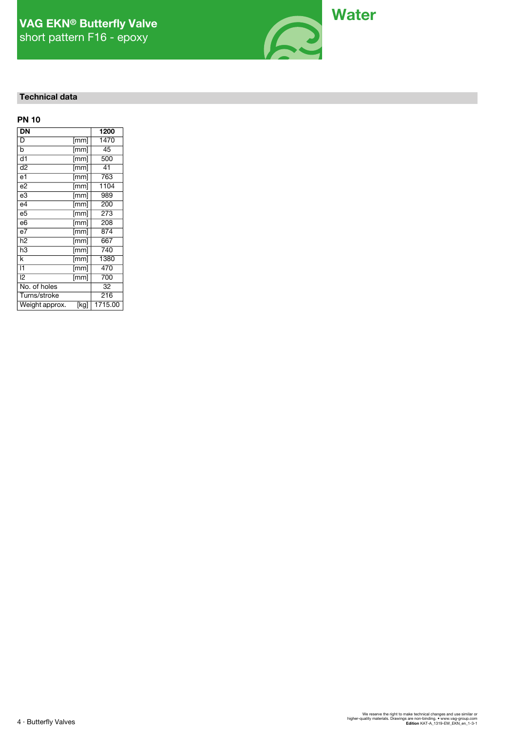# VAG EKN® Butterfly Valve

short pattern F16 - epoxy

Water

## Technical data

### PN 10

| DN | | 1200 |
|---|---|---|
| D | [mm] | 1470 |
| b | [mm] | 45 |
| d1 | [mm] | 500 |
| d2 | [mm] | 41 |
| e1 | [mm] | 763 |
| e2 | [mm] | 1104 |
| e3 | [mm] | 989 |
| e4 | [mm] | 200 |
| e5 | [mm] | 273 |
| e6 | [mm] | 208 |
| e7 | [mm] | 874 |
| h2 | [mm] | 667 |
| h3 | [mm] | 740 |
| k | [mm] | 1380 |
| l1 | [mm] | 470 |
| l2 | [mm] | 700 |
| No. of holes | | 32 |
| Turns/stroke | | 216 |
| Weight approx. | [kg] | 1715.00 |

We reserve the right to make technical changes and use similar or higher-quality materials. Drawings are non-binding. • www.vag-group.com
**Edition** KAT-A_1319-EW_EKN_en_1-3-1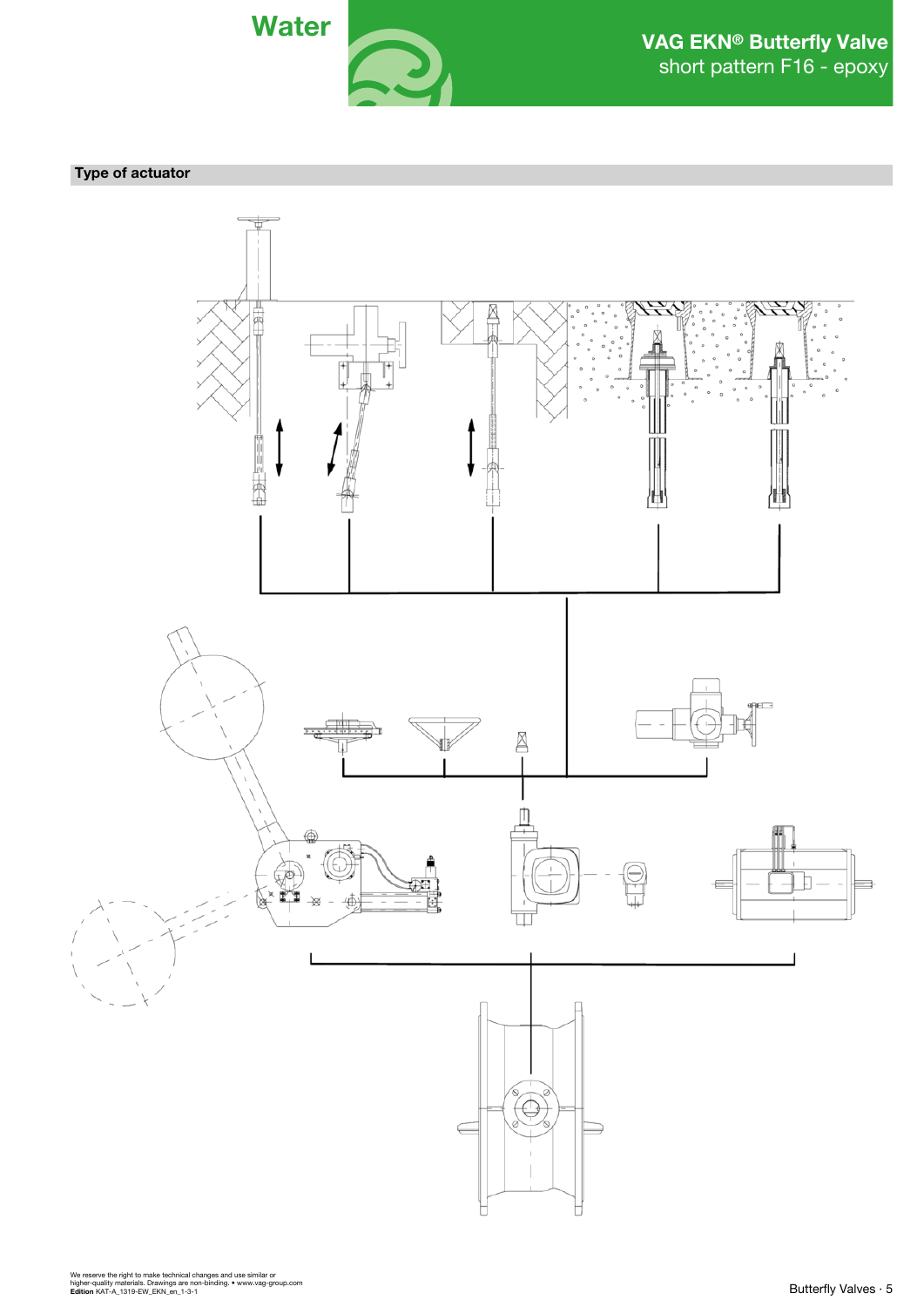## Type of actuator

We reserve the right to make technical changes and use similar or higher-quality materials. Drawings are non-binding. • www.vag-group.com
**Edition** KAT-A_1319-EW_EKN_en_1-3-1